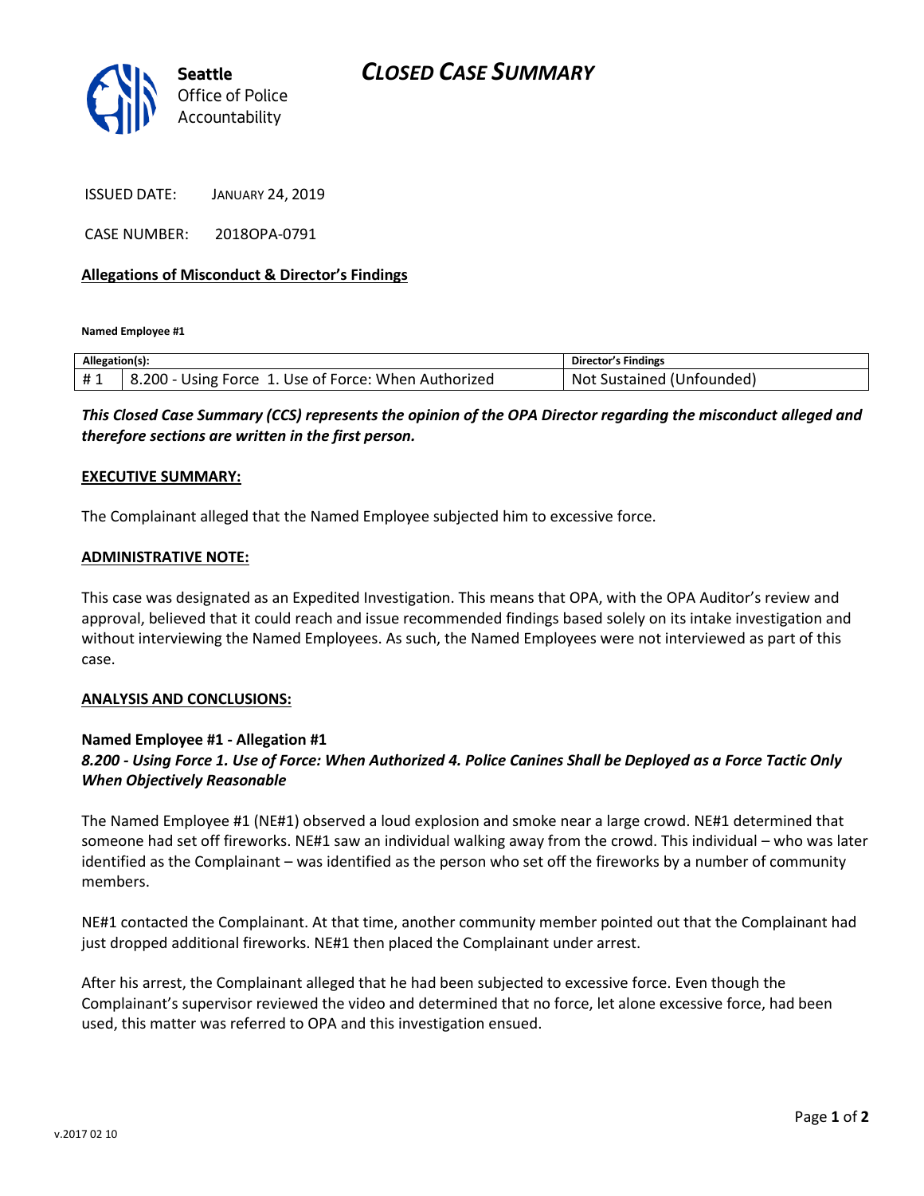# CLOSED CASE SUMMARY

Seattle Office of Police Accountability

ISSUED DATE: JANUARY 24, 2019

CASE NUMBER: 2018OPA-0791

**Allegations of Misconduct & Director's Findings**

**Named Employee #1**

| Allegation(s): | | Director's Findings |
|---|---|---|
| # 1 | 8.200 - Using Force 1. Use of Force: When Authorized | Not Sustained (Unfounded) |

***This Closed Case Summary (CCS) represents the opinion of the OPA Director regarding the misconduct alleged and therefore sections are written in the first person.***

**EXECUTIVE SUMMARY:**

The Complainant alleged that the Named Employee subjected him to excessive force.

**ADMINISTRATIVE NOTE:**

This case was designated as an Expedited Investigation. This means that OPA, with the OPA Auditor's review and approval, believed that it could reach and issue recommended findings based solely on its intake investigation and without interviewing the Named Employees. As such, the Named Employees were not interviewed as part of this case.

**ANALYSIS AND CONCLUSIONS:**

**Named Employee #1 - Allegation #1**
***8.200 - Using Force 1. Use of Force: When Authorized 4. Police Canines Shall be Deployed as a Force Tactic Only When Objectively Reasonable***

The Named Employee #1 (NE#1) observed a loud explosion and smoke near a large crowd. NE#1 determined that someone had set off fireworks. NE#1 saw an individual walking away from the crowd. This individual – who was later identified as the Complainant – was identified as the person who set off the fireworks by a number of community members.

NE#1 contacted the Complainant. At that time, another community member pointed out that the Complainant had just dropped additional fireworks. NE#1 then placed the Complainant under arrest.

After his arrest, the Complainant alleged that he had been subjected to excessive force. Even though the Complainant's supervisor reviewed the video and determined that no force, let alone excessive force, had been used, this matter was referred to OPA and this investigation ensued.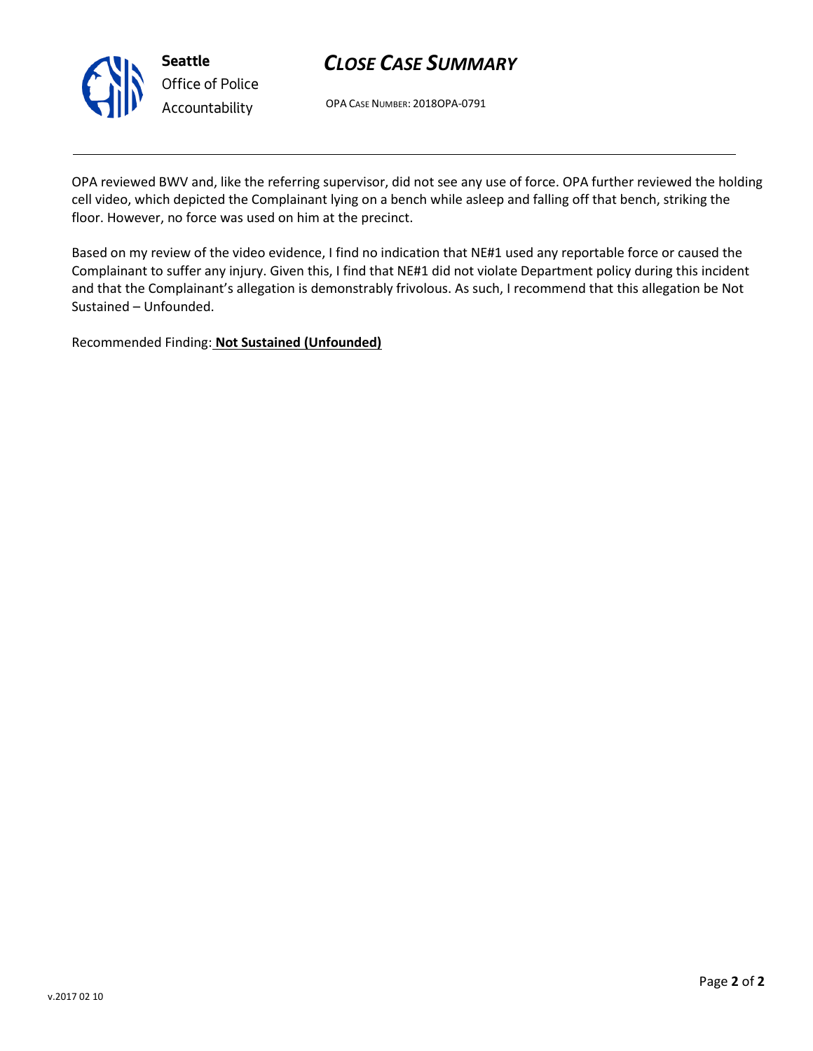OPA reviewed BWV and, like the referring supervisor, did not see any use of force. OPA further reviewed the holding cell video, which depicted the Complainant lying on a bench while asleep and falling off that bench, striking the floor. However, no force was used on him at the precinct.

Based on my review of the video evidence, I find no indication that NE#1 used any reportable force or caused the Complainant to suffer any injury. Given this, I find that NE#1 did not violate Department policy during this incident and that the Complainant's allegation is demonstrably frivolous. As such, I recommend that this allegation be Not Sustained – Unfounded.

Recommended Finding: **Not Sustained (Unfounded)**